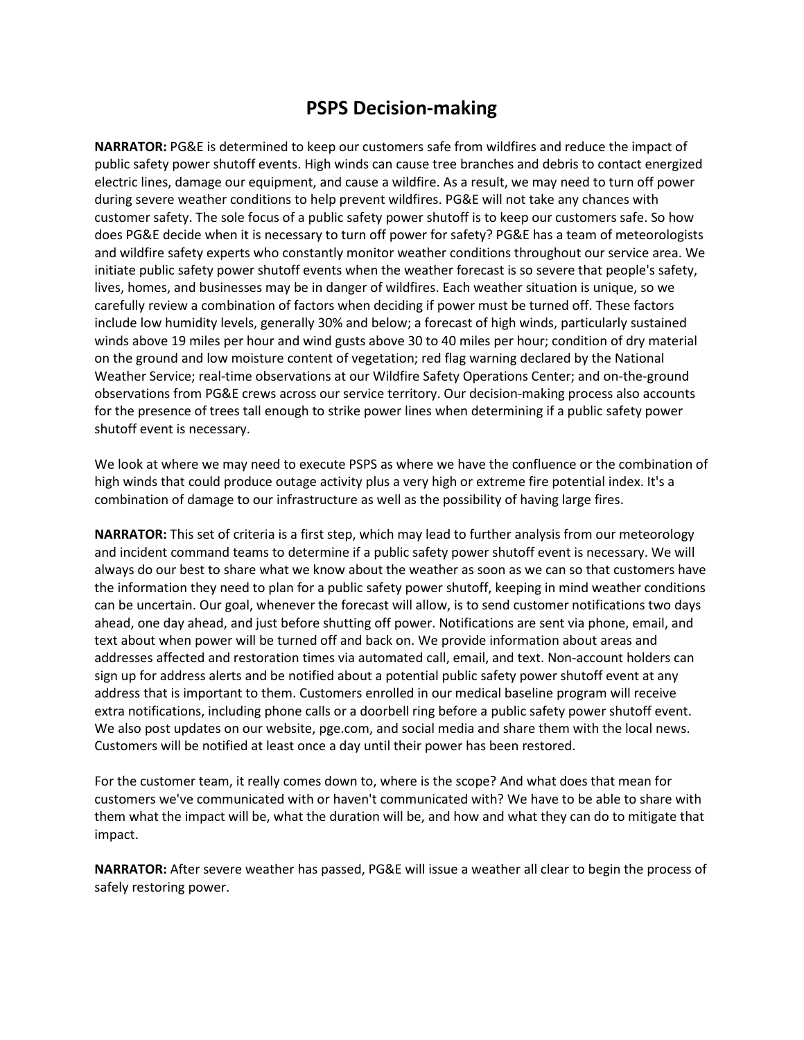# PSPS Decision-making

**NARRATOR:** PG&E is determined to keep our customers safe from wildfires and reduce the impact of public safety power shutoff events. High winds can cause tree branches and debris to contact energized electric lines, damage our equipment, and cause a wildfire. As a result, we may need to turn off power during severe weather conditions to help prevent wildfires. PG&E will not take any chances with customer safety. The sole focus of a public safety power shutoff is to keep our customers safe. So how does PG&E decide when it is necessary to turn off power for safety? PG&E has a team of meteorologists and wildfire safety experts who constantly monitor weather conditions throughout our service area. We initiate public safety power shutoff events when the weather forecast is so severe that people's safety, lives, homes, and businesses may be in danger of wildfires. Each weather situation is unique, so we carefully review a combination of factors when deciding if power must be turned off. These factors include low humidity levels, generally 30% and below; a forecast of high winds, particularly sustained winds above 19 miles per hour and wind gusts above 30 to 40 miles per hour; condition of dry material on the ground and low moisture content of vegetation; red flag warning declared by the National Weather Service; real-time observations at our Wildfire Safety Operations Center; and on-the-ground observations from PG&E crews across our service territory. Our decision-making process also accounts for the presence of trees tall enough to strike power lines when determining if a public safety power shutoff event is necessary.

We look at where we may need to execute PSPS as where we have the confluence or the combination of high winds that could produce outage activity plus a very high or extreme fire potential index. It's a combination of damage to our infrastructure as well as the possibility of having large fires.

**NARRATOR:** This set of criteria is a first step, which may lead to further analysis from our meteorology and incident command teams to determine if a public safety power shutoff event is necessary. We will always do our best to share what we know about the weather as soon as we can so that customers have the information they need to plan for a public safety power shutoff, keeping in mind weather conditions can be uncertain. Our goal, whenever the forecast will allow, is to send customer notifications two days ahead, one day ahead, and just before shutting off power. Notifications are sent via phone, email, and text about when power will be turned off and back on. We provide information about areas and addresses affected and restoration times via automated call, email, and text. Non-account holders can sign up for address alerts and be notified about a potential public safety power shutoff event at any address that is important to them. Customers enrolled in our medical baseline program will receive extra notifications, including phone calls or a doorbell ring before a public safety power shutoff event. We also post updates on our website, pge.com, and social media and share them with the local news. Customers will be notified at least once a day until their power has been restored.

For the customer team, it really comes down to, where is the scope? And what does that mean for customers we've communicated with or haven't communicated with? We have to be able to share with them what the impact will be, what the duration will be, and how and what they can do to mitigate that impact.

**NARRATOR:** After severe weather has passed, PG&E will issue a weather all clear to begin the process of safely restoring power.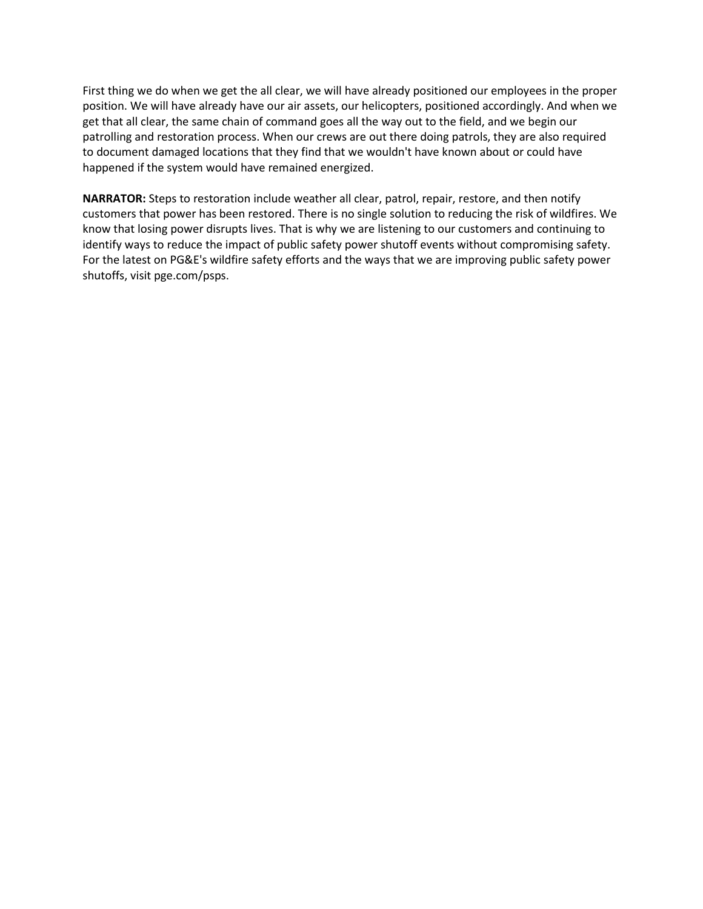First thing we do when we get the all clear, we will have already positioned our employees in the proper position. We will have already have our air assets, our helicopters, positioned accordingly. And when we get that all clear, the same chain of command goes all the way out to the field, and we begin our patrolling and restoration process. When our crews are out there doing patrols, they are also required to document damaged locations that they find that we wouldn't have known about or could have happened if the system would have remained energized.

**NARRATOR:** Steps to restoration include weather all clear, patrol, repair, restore, and then notify customers that power has been restored. There is no single solution to reducing the risk of wildfires. We know that losing power disrupts lives. That is why we are listening to our customers and continuing to identify ways to reduce the impact of public safety power shutoff events without compromising safety. For the latest on PG&E's wildfire safety efforts and the ways that we are improving public safety power shutoffs, visit pge.com/psps.